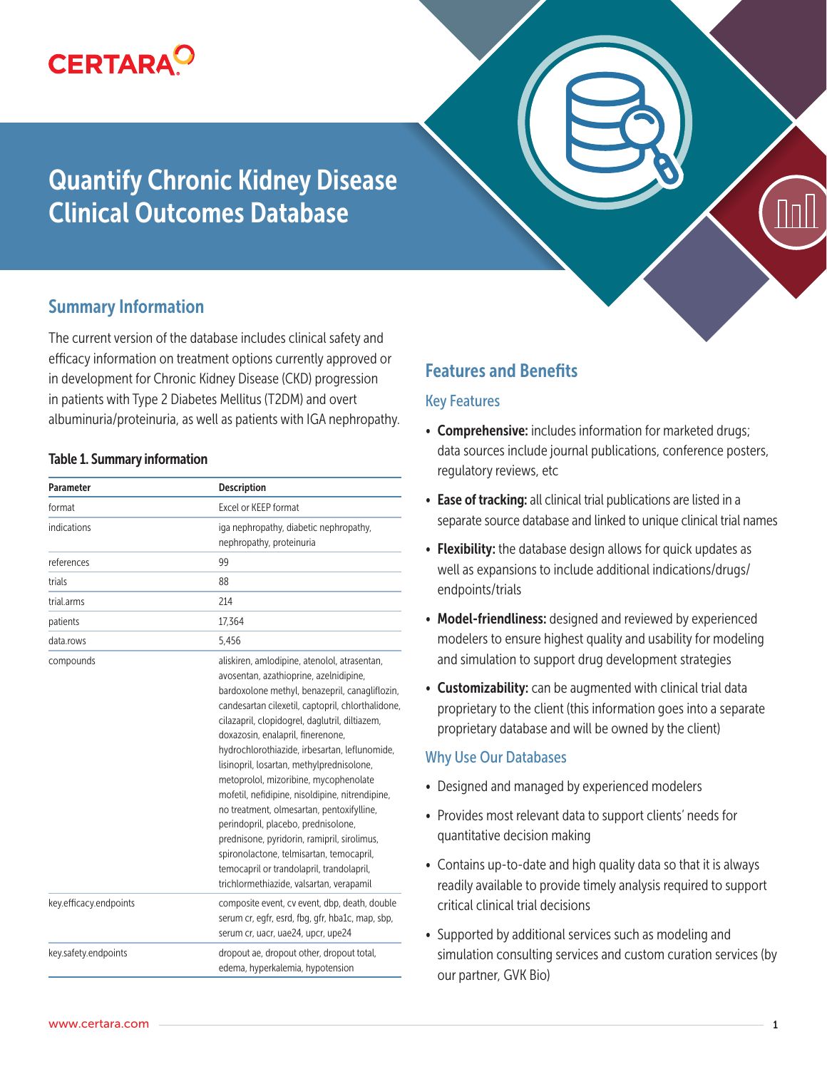// Certara logo omitted as no images detected

# Quantify Chronic Kidney Disease Clinical Outcomes Database

## Summary Information

The current version of the database includes clinical safety and efficacy information on treatment options currently approved or in development for Chronic Kidney Disease (CKD) progression in patients with Type 2 Diabetes Mellitus (T2DM) and overt albuminuria/proteinuria, as well as patients with IGA nephropathy.

**Table 1. Summary information**

| Parameter | Description |
|---|---|
| format | Excel or KEEP format |
| indications | iga nephropathy, diabetic nephropathy, nephropathy, proteinuria |
| references | 99 |
| trials | 88 |
| trial.arms | 214 |
| patients | 17,364 |
| data.rows | 5,456 |
| compounds | aliskiren, amlodipine, atenolol, atrasentan, avosentan, azathioprine, azelnidipine, bardoxolone methyl, benazepril, canagliflozin, candesartan cilexetil, captopril, chlorthalidone, cilazapril, clopidogrel, daglutril, diltiazem, doxazosin, enalapril, finerenone, hydrochlorothiazide, irbesartan, leflunomide, lisinopril, losartan, methylprednisolone, metoprolol, mizoribine, mycophenolate mofetil, nefidipine, nisoldipine, nitrendipine, no treatment, olmesartan, pentoxifylline, perindopril, placebo, prednisolone, prednisone, pyridorin, ramipril, sirolimus, spironolactone, telmisartan, temocapril, temocapril or trandolapril, trandolapril, trichlormethiazide, valsartan, verapamil |
| key.efficacy.endpoints | composite event, cv event, dbp, death, double serum cr, egfr, esrd, fbg, gfr, hba1c, map, sbp, serum cr, uacr, uae24, upcr, upe24 |
| key.safety.endpoints | dropout ae, dropout other, dropout total, edema, hyperkalemia, hypotension |

## Features and Benefits

### Key Features

- **Comprehensive:** includes information for marketed drugs; data sources include journal publications, conference posters, regulatory reviews, etc
- **Ease of tracking:** all clinical trial publications are listed in a separate source database and linked to unique clinical trial names
- **Flexibility:** the database design allows for quick updates as well as expansions to include additional indications/drugs/endpoints/trials
- **Model-friendliness:** designed and reviewed by experienced modelers to ensure highest quality and usability for modeling and simulation to support drug development strategies
- **Customizability:** can be augmented with clinical trial data proprietary to the client (this information goes into a separate proprietary database and will be owned by the client)

### Why Use Our Databases

- Designed and managed by experienced modelers
- Provides most relevant data to support clients' needs for quantitative decision making
- Contains up-to-date and high quality data so that it is always readily available to provide timely analysis required to support critical clinical trial decisions
- Supported by additional services such as modeling and simulation consulting services and custom curation services (by our partner, GVK Bio)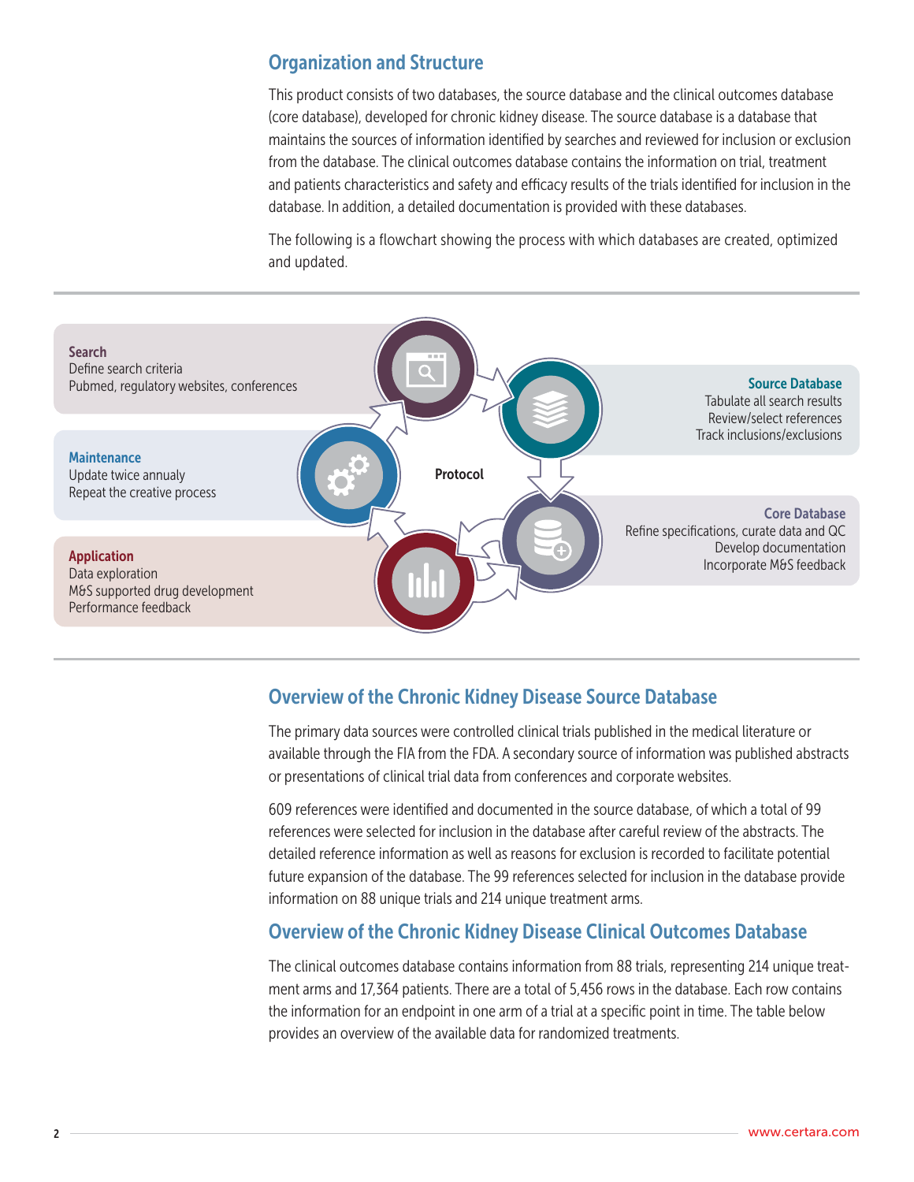## Organization and Structure

This product consists of two databases, the source database and the clinical outcomes database (core database), developed for chronic kidney disease. The source database is a database that maintains the sources of information identified by searches and reviewed for inclusion or exclusion from the database. The clinical outcomes database contains the information on trial, treatment and patients characteristics and safety and efficacy results of the trials identified for inclusion in the database. In addition, a detailed documentation is provided with these databases.

The following is a flowchart showing the process with which databases are created, optimized and updated.

**Search**
Define search criteria
Pubmed, regulatory websites, conferences

**Source Database**
Tabulate all search results
Review/select references
Track inclusions/exclusions

**Maintenance**
Update twice annualy
Repeat the creative process

**Protocol**

**Core Database**
Refine specifications, curate data and QC
Develop documentation
Incorporate M&S feedback

**Application**
Data exploration
M&S supported drug development
Performance feedback

## Overview of the Chronic Kidney Disease Source Database

The primary data sources were controlled clinical trials published in the medical literature or available through the FIA from the FDA. A secondary source of information was published abstracts or presentations of clinical trial data from conferences and corporate websites.

609 references were identified and documented in the source database, of which a total of 99 references were selected for inclusion in the database after careful review of the abstracts. The detailed reference information as well as reasons for exclusion is recorded to facilitate potential future expansion of the database. The 99 references selected for inclusion in the database provide information on 88 unique trials and 214 unique treatment arms.

## Overview of the Chronic Kidney Disease Clinical Outcomes Database

The clinical outcomes database contains information from 88 trials, representing 214 unique treatment arms and 17,364 patients. There are a total of 5,456 rows in the database. Each row contains the information for an endpoint in one arm of a trial at a specific point in time. The table below provides an overview of the available data for randomized treatments.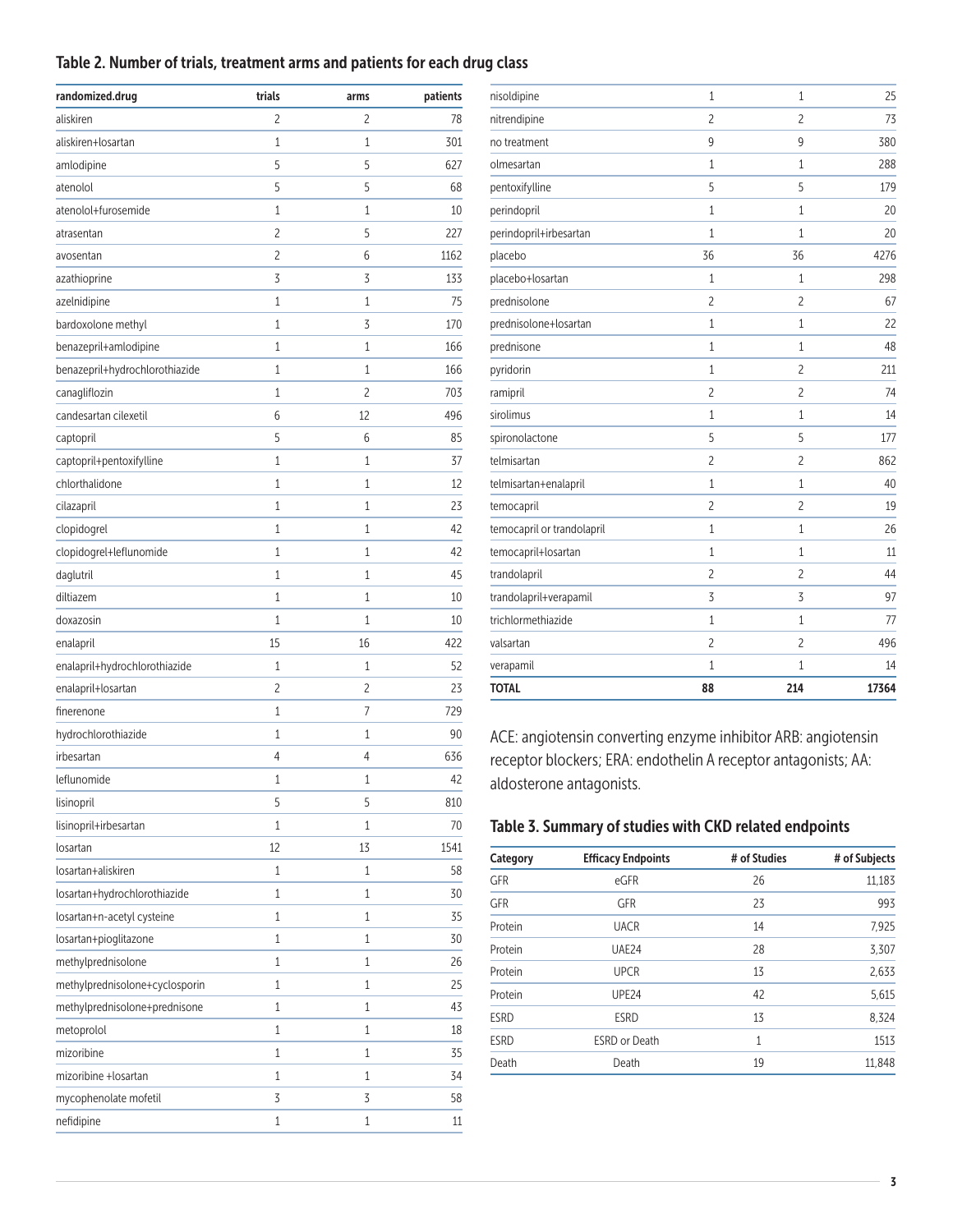## Table 2. Number of trials, treatment arms and patients for each drug class

| randomized.drug | trials | arms | patients |
|---|---|---|---|
| aliskiren | 2 | 2 | 78 |
| aliskiren+losartan | 1 | 1 | 301 |
| amlodipine | 5 | 5 | 627 |
| atenolol | 5 | 5 | 68 |
| atenolol+furosemide | 1 | 1 | 10 |
| atrasentan | 2 | 5 | 227 |
| avosentan | 2 | 6 | 1162 |
| azathioprine | 3 | 3 | 133 |
| azelnidipine | 1 | 1 | 75 |
| bardoxolone methyl | 1 | 3 | 170 |
| benazepril+amlodipine | 1 | 1 | 166 |
| benazepril+hydrochlorothiazide | 1 | 1 | 166 |
| canagliflozin | 1 | 2 | 703 |
| candesartan cilexetil | 6 | 12 | 496 |
| captopril | 5 | 6 | 85 |
| captopril+pentoxifylline | 1 | 1 | 37 |
| chlorthalidone | 1 | 1 | 12 |
| cilazapril | 1 | 1 | 23 |
| clopidogrel | 1 | 1 | 42 |
| clopidogrel+leflunomide | 1 | 1 | 42 |
| daglutril | 1 | 1 | 45 |
| diltiazem | 1 | 1 | 10 |
| doxazosin | 1 | 1 | 10 |
| enalapril | 15 | 16 | 422 |
| enalapril+hydrochlorothiazide | 1 | 1 | 52 |
| enalapril+losartan | 2 | 2 | 23 |
| finerenone | 1 | 7 | 729 |
| hydrochlorothiazide | 1 | 1 | 90 |
| irbesartan | 4 | 4 | 636 |
| leflunomide | 1 | 1 | 42 |
| lisinopril | 5 | 5 | 810 |
| lisinopril+irbesartan | 1 | 1 | 70 |
| losartan | 12 | 13 | 1541 |
| losartan+aliskiren | 1 | 1 | 58 |
| losartan+hydrochlorothiazide | 1 | 1 | 30 |
| losartan+n-acetyl cysteine | 1 | 1 | 35 |
| losartan+pioglitazone | 1 | 1 | 30 |
| methylprednisolone | 1 | 1 | 26 |
| methylprednisolone+cyclosporin | 1 | 1 | 25 |
| methylprednisolone+prednisone | 1 | 1 | 43 |
| metoprolol | 1 | 1 | 18 |
| mizoribine | 1 | 1 | 35 |
| mizoribine +losartan | 1 | 1 | 34 |
| mycophenolate mofetil | 3 | 3 | 58 |
| nefidipine | 1 | 1 | 11 |
| nisoldipine | 1 | 1 | 25 |
| nitrendipine | 2 | 2 | 73 |
| no treatment | 9 | 9 | 380 |
| olmesartan | 1 | 1 | 288 |
| pentoxifylline | 5 | 5 | 179 |
| perindopril | 1 | 1 | 20 |
| perindopril+irbesartan | 1 | 1 | 20 |
| placebo | 36 | 36 | 4276 |
| placebo+losartan | 1 | 1 | 298 |
| prednisolone | 2 | 2 | 67 |
| prednisolone+losartan | 1 | 1 | 22 |
| prednisone | 1 | 1 | 48 |
| pyridorin | 1 | 2 | 211 |
| ramipril | 2 | 2 | 74 |
| sirolimus | 1 | 1 | 14 |
| spironolactone | 5 | 5 | 177 |
| telmisartan | 2 | 2 | 862 |
| telmisartan+enalapril | 1 | 1 | 40 |
| temocapril | 2 | 2 | 19 |
| temocapril or trandolapril | 1 | 1 | 26 |
| temocapril+losartan | 1 | 1 | 11 |
| trandolapril | 2 | 2 | 44 |
| trandolapril+verapamil | 3 | 3 | 97 |
| trichlormethiazide | 1 | 1 | 77 |
| valsartan | 2 | 2 | 496 |
| verapamil | 1 | 1 | 14 |
| **TOTAL** | **88** | **214** | **17364** |

ACE: angiotensin converting enzyme inhibitor ARB: angiotensin receptor blockers; ERA: endothelin A receptor antagonists; AA: aldosterone antagonists.

## Table 3. Summary of studies with CKD related endpoints

| Category | Efficacy Endpoints | # of Studies | # of Subjects |
|---|---|---|---|
| GFR | eGFR | 26 | 11,183 |
| GFR | GFR | 23 | 993 |
| Protein | UACR | 14 | 7,925 |
| Protein | UAE24 | 28 | 3,307 |
| Protein | UPCR | 13 | 2,633 |
| Protein | UPE24 | 42 | 5,615 |
| ESRD | ESRD | 13 | 8,324 |
| ESRD | ESRD or Death | 1 | 1513 |
| Death | Death | 19 | 11,848 |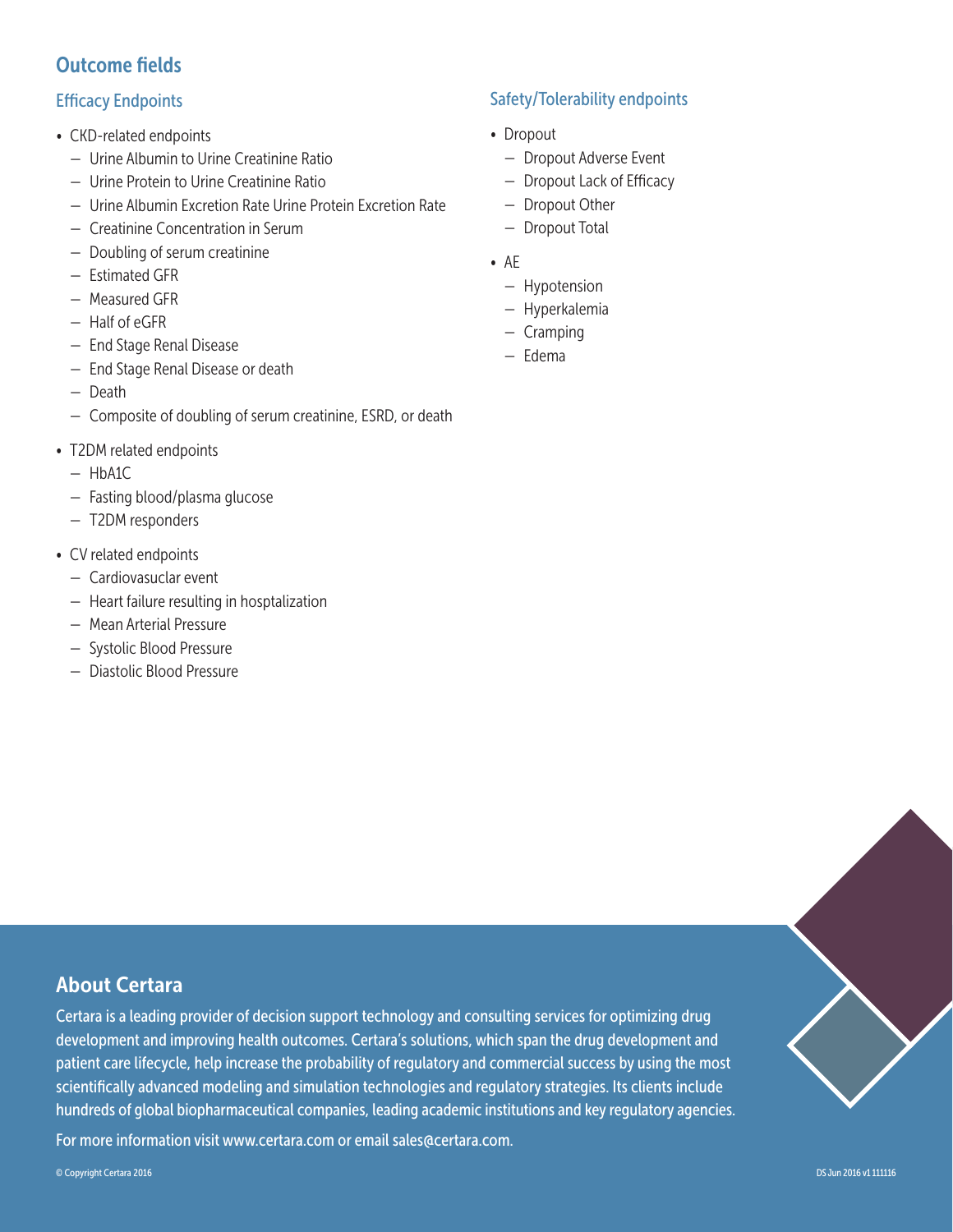## Outcome fields

### Efficacy Endpoints

- CKD-related endpoints
  - Urine Albumin to Urine Creatinine Ratio
  - Urine Protein to Urine Creatinine Ratio
  - Urine Albumin Excretion Rate Urine Protein Excretion Rate
  - Creatinine Concentration in Serum
  - Doubling of serum creatinine
  - Estimated GFR
  - Measured GFR
  - Half of eGFR
  - End Stage Renal Disease
  - End Stage Renal Disease or death
  - Death
  - Composite of doubling of serum creatinine, ESRD, or death
- T2DM related endpoints
  - HbA1C
  - Fasting blood/plasma glucose
  - T2DM responders
- CV related endpoints
  - Cardiovasuclar event
  - Heart failure resulting in hosptalization
  - Mean Arterial Pressure
  - Systolic Blood Pressure
  - Diastolic Blood Pressure

### Safety/Tolerability endpoints

- Dropout
  - Dropout Adverse Event
  - Dropout Lack of Efficacy
  - Dropout Other
  - Dropout Total
- AE
  - Hypotension
  - Hyperkalemia
  - Cramping
  - Edema

## About Certara

Certara is a leading provider of decision support technology and consulting services for optimizing drug development and improving health outcomes. Certara's solutions, which span the drug development and patient care lifecycle, help increase the probability of regulatory and commercial success by using the most scientifically advanced modeling and simulation technologies and regulatory strategies. Its clients include hundreds of global biopharmaceutical companies, leading academic institutions and key regulatory agencies.

For more information visit www.certara.com or email sales@certara.com.

© Copyright Certara 2016

DS Jun 2016 v1 111116